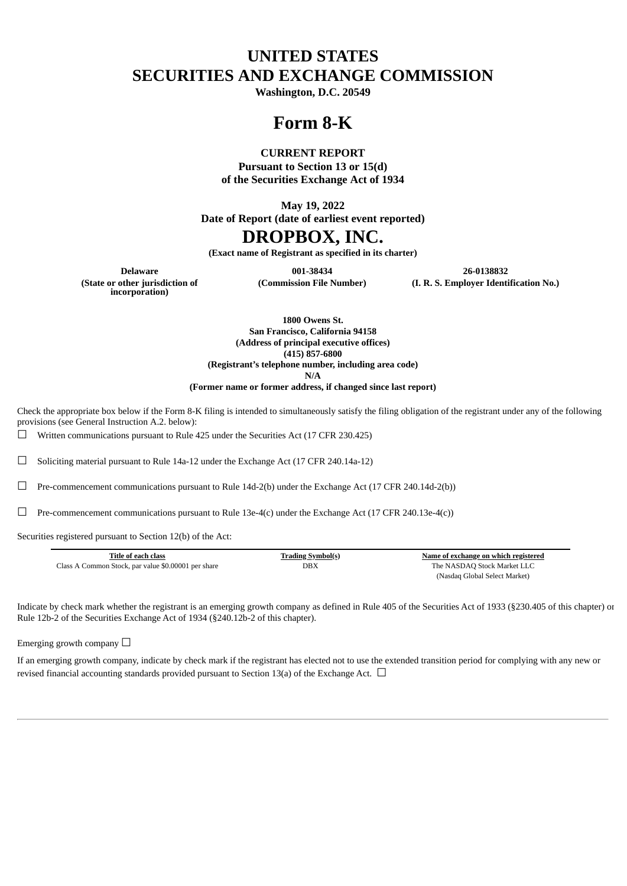# UNITED STATES
# SECURITIES AND EXCHANGE COMMISSION

**Washington, D.C. 20549**

# Form 8-K

**CURRENT REPORT**

**Pursuant to Section 13 or 15(d)**
**of the Securities Exchange Act of 1934**

**May 19, 2022**
**Date of Report (date of earliest event reported)**

# DROPBOX, INC.

**(Exact name of Registrant as specified in its charter)**

| Delaware | 001-38434 | 26-0138832 |
|---|---|---|
| (State or other jurisdiction of incorporation) | (Commission File Number) | (I. R. S. Employer Identification No.) |

**1800 Owens St.**
**San Francisco, California 94158**
**(Address of principal executive offices)**
**(415) 857-6800**
**(Registrant's telephone number, including area code)**
**N/A**
**(Former name or former address, if changed since last report)**

Check the appropriate box below if the Form 8-K filing is intended to simultaneously satisfy the filing obligation of the registrant under any of the following provisions (see General Instruction A.2. below):

☐ Written communications pursuant to Rule 425 under the Securities Act (17 CFR 230.425)

☐ Soliciting material pursuant to Rule 14a-12 under the Exchange Act (17 CFR 240.14a-12)

☐ Pre-commencement communications pursuant to Rule 14d-2(b) under the Exchange Act (17 CFR 240.14d-2(b))

☐ Pre-commencement communications pursuant to Rule 13e-4(c) under the Exchange Act (17 CFR 240.13e-4(c))

Securities registered pursuant to Section 12(b) of the Act:

| Title of each class | Trading Symbol(s) | Name of exchange on which registered |
|---|---|---|
| Class A Common Stock, par value $0.00001 per share | DBX | The NASDAQ Stock Market LLC (Nasdaq Global Select Market) |

Indicate by check mark whether the registrant is an emerging growth company as defined in Rule 405 of the Securities Act of 1933 (§230.405 of this chapter) or Rule 12b-2 of the Securities Exchange Act of 1934 (§240.12b-2 of this chapter).

Emerging growth company ☐

If an emerging growth company, indicate by check mark if the registrant has elected not to use the extended transition period for complying with any new or revised financial accounting standards provided pursuant to Section 13(a) of the Exchange Act. ☐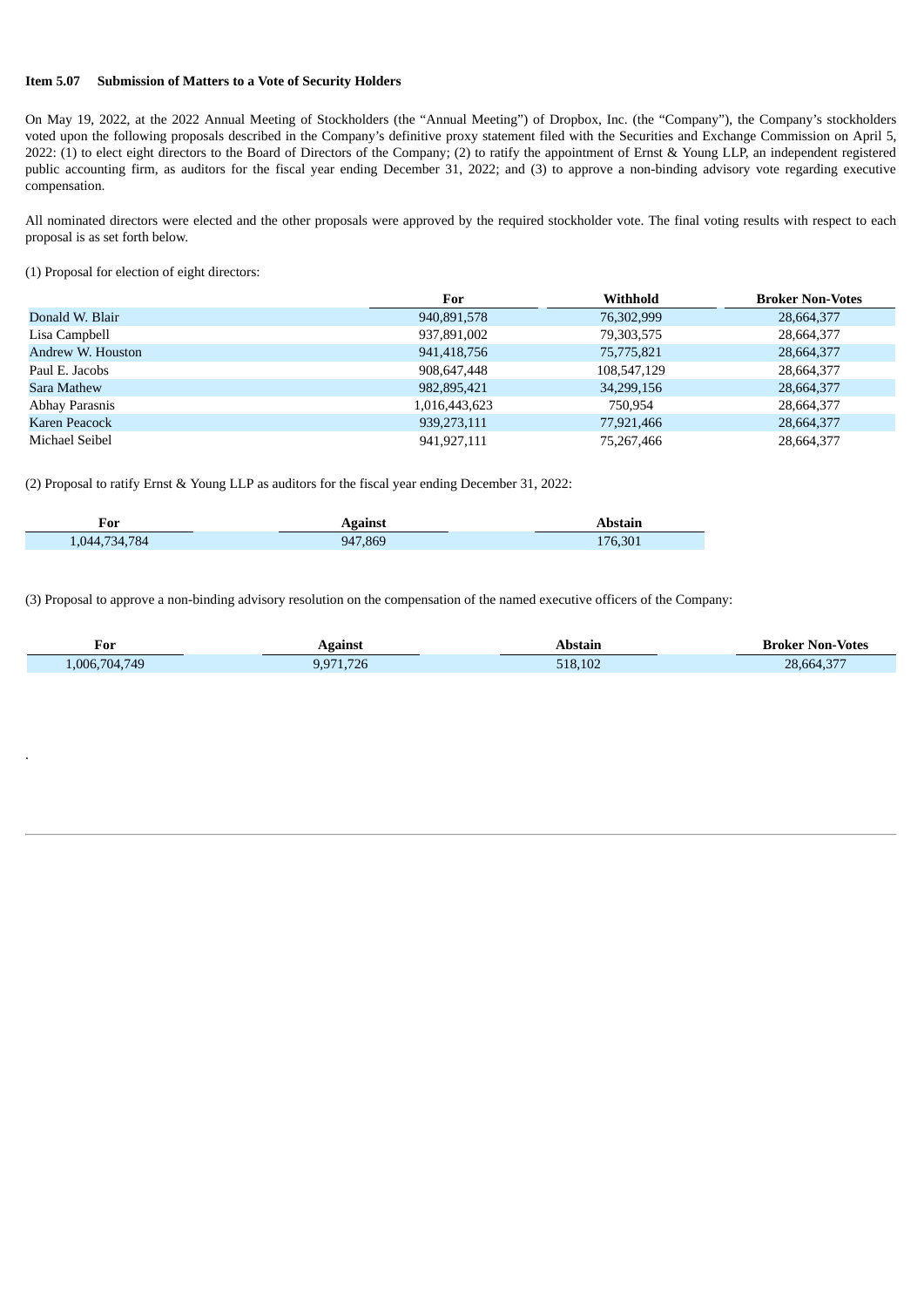**Item 5.07 Submission of Matters to a Vote of Security Holders**

On May 19, 2022, at the 2022 Annual Meeting of Stockholders (the "Annual Meeting") of Dropbox, Inc. (the "Company"), the Company's stockholders voted upon the following proposals described in the Company's definitive proxy statement filed with the Securities and Exchange Commission on April 5, 2022: (1) to elect eight directors to the Board of Directors of the Company; (2) to ratify the appointment of Ernst & Young LLP, an independent registered public accounting firm, as auditors for the fiscal year ending December 31, 2022; and (3) to approve a non-binding advisory vote regarding executive compensation.

All nominated directors were elected and the other proposals were approved by the required stockholder vote. The final voting results with respect to each proposal is as set forth below.

(1) Proposal for election of eight directors:

| | For | Withhold | Broker Non-Votes |
|---|---|---|---|
| Donald W. Blair | 940,891,578 | 76,302,999 | 28,664,377 |
| Lisa Campbell | 937,891,002 | 79,303,575 | 28,664,377 |
| Andrew W. Houston | 941,418,756 | 75,775,821 | 28,664,377 |
| Paul E. Jacobs | 908,647,448 | 108,547,129 | 28,664,377 |
| Sara Mathew | 982,895,421 | 34,299,156 | 28,664,377 |
| Abhay Parasnis | 1,016,443,623 | 750,954 | 28,664,377 |
| Karen Peacock | 939,273,111 | 77,921,466 | 28,664,377 |
| Michael Seibel | 941,927,111 | 75,267,466 | 28,664,377 |

(2) Proposal to ratify Ernst & Young LLP as auditors for the fiscal year ending December 31, 2022:

| For | Against | Abstain |
|---|---|---|
| 1,044,734,784 | 947,869 | 176,301 |

(3) Proposal to approve a non-binding advisory resolution on the compensation of the named executive officers of the Company:

| For | Against | Abstain | Broker Non-Votes |
|---|---|---|---|
| 1,006,704,749 | 9,971,726 | 518,102 | 28,664,377 |

.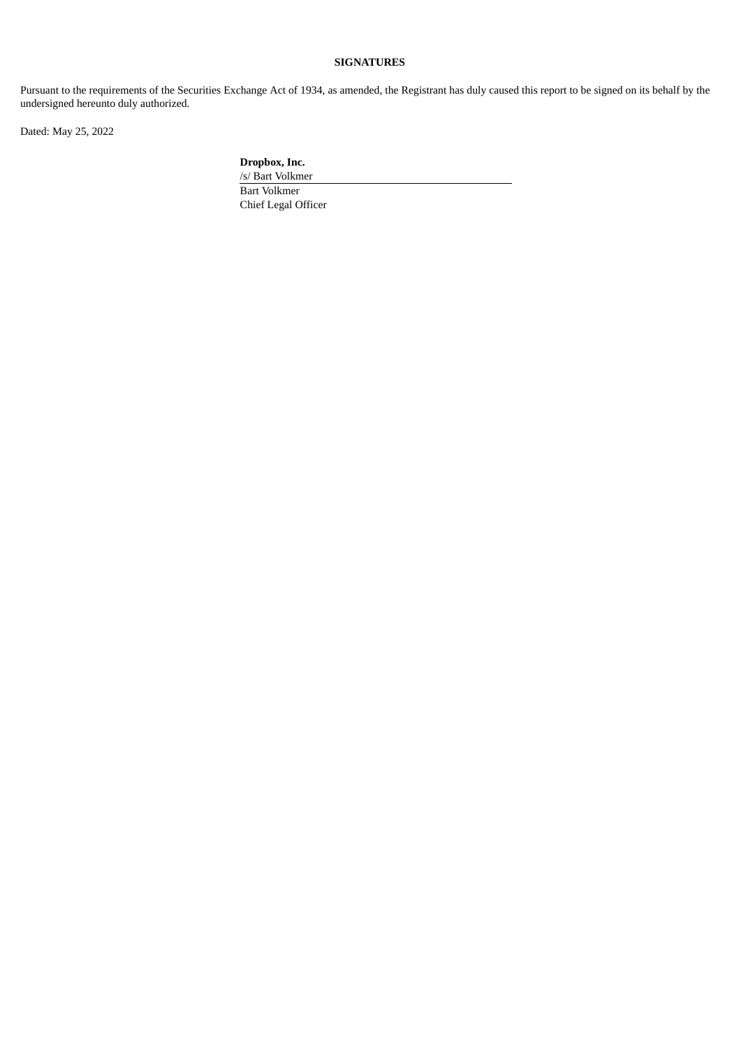**SIGNATURES**

Pursuant to the requirements of the Securities Exchange Act of 1934, as amended, the Registrant has duly caused this report to be signed on its behalf by the undersigned hereunto duly authorized.

Dated: May 25, 2022

**Dropbox, Inc.**

/s/ Bart Volkmer

Bart Volkmer

Chief Legal Officer